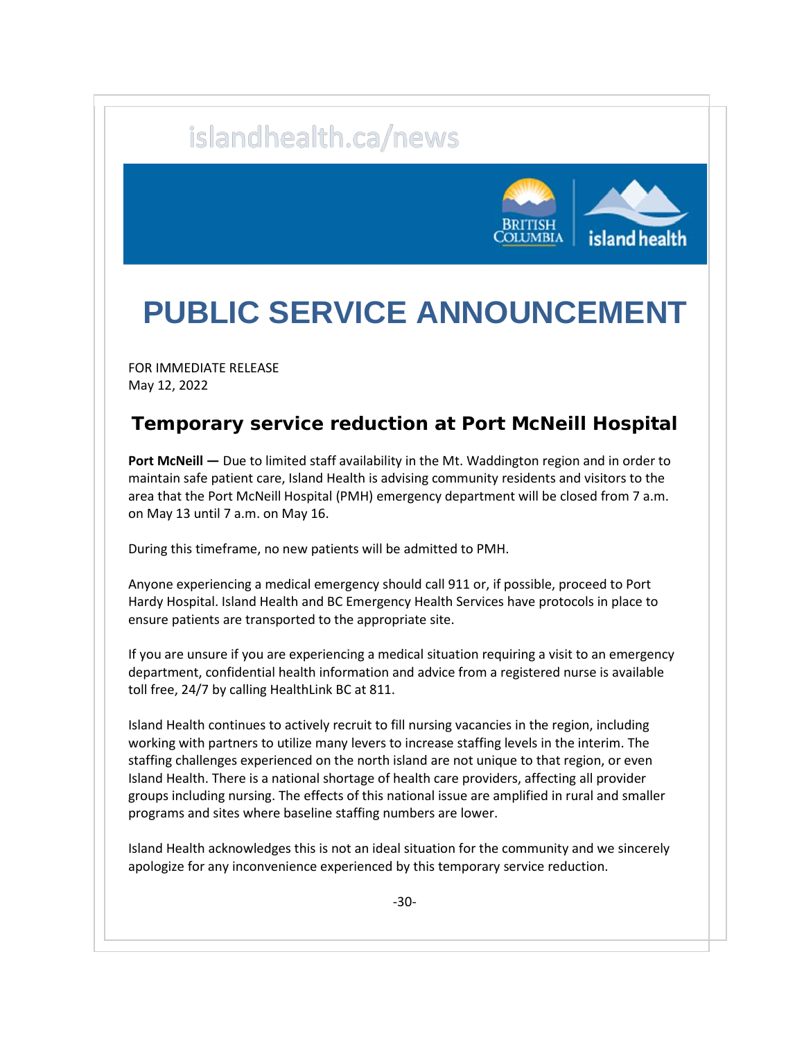islandhealth.ca/news

# PUBLIC SERVICE ANNOUNCEMENT

FOR IMMEDIATE RELEASE
May 12, 2022

## Temporary service reduction at Port McNeill Hospital

**Port McNeill —** Due to limited staff availability in the Mt. Waddington region and in order to maintain safe patient care, Island Health is advising community residents and visitors to the area that the Port McNeill Hospital (PMH) emergency department will be closed from 7 a.m. on May 13 until 7 a.m. on May 16.

During this timeframe, no new patients will be admitted to PMH.

Anyone experiencing a medical emergency should call 911 or, if possible, proceed to Port Hardy Hospital. Island Health and BC Emergency Health Services have protocols in place to ensure patients are transported to the appropriate site.

If you are unsure if you are experiencing a medical situation requiring a visit to an emergency department, confidential health information and advice from a registered nurse is available toll free, 24/7 by calling HealthLink BC at 811.

Island Health continues to actively recruit to fill nursing vacancies in the region, including working with partners to utilize many levers to increase staffing levels in the interim. The staffing challenges experienced on the north island are not unique to that region, or even Island Health. There is a national shortage of health care providers, affecting all provider groups including nursing. The effects of this national issue are amplified in rural and smaller programs and sites where baseline staffing numbers are lower.

Island Health acknowledges this is not an ideal situation for the community and we sincerely apologize for any inconvenience experienced by this temporary service reduction.

-30-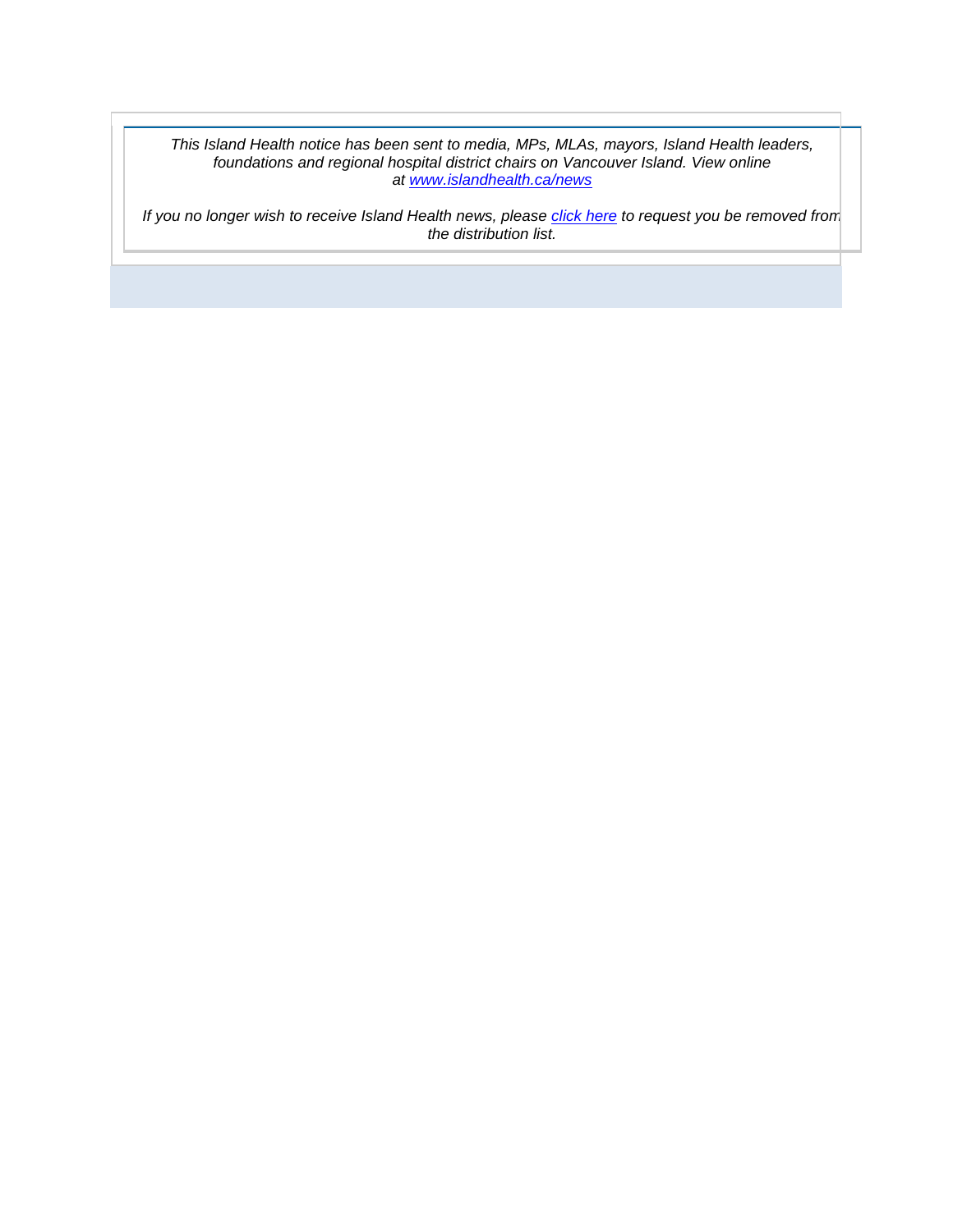*This Island Health notice has been sent to media, MPs, MLAs, mayors, Island Health leaders, foundations and regional hospital district chairs on Vancouver Island. View online at [www.islandhealth.ca/news](www.islandhealth.ca/news)*

*If you no longer wish to receive Island Health news, please click here to request you be removed from the distribution list.*